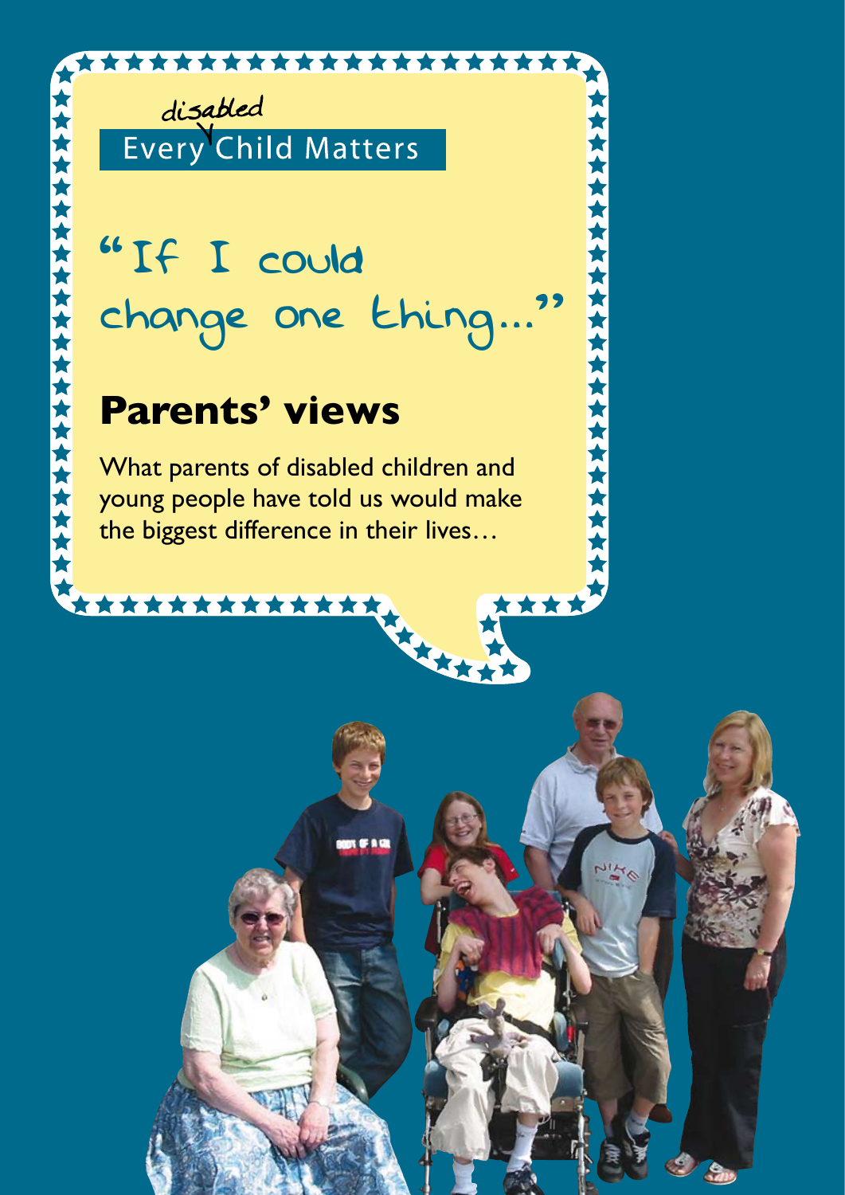Every disabled Child Matters

# "If I could change one thing..."

## Parents' views

What parents of disabled children and young people have told us would make the biggest difference in their lives…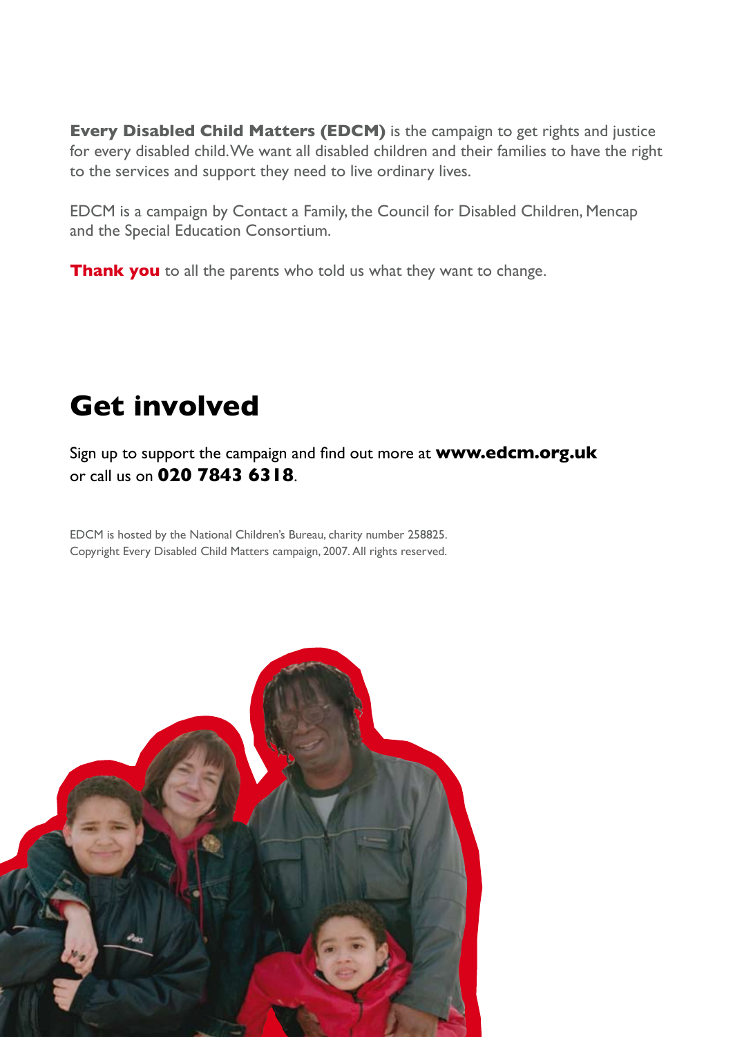**Every Disabled Child Matters (EDCM)** is the campaign to get rights and justice for every disabled child. We want all disabled children and their families to have the right to the services and support they need to live ordinary lives.

EDCM is a campaign by Contact a Family, the Council for Disabled Children, Mencap and the Special Education Consortium.

**Thank you** to all the parents who told us what they want to change.

# Get involved

Sign up to support the campaign and find out more at **www.edcm.org.uk** or call us on **020 7843 6318**.

EDCM is hosted by the National Children's Bureau, charity number 258825.
Copyright Every Disabled Child Matters campaign, 2007. All rights reserved.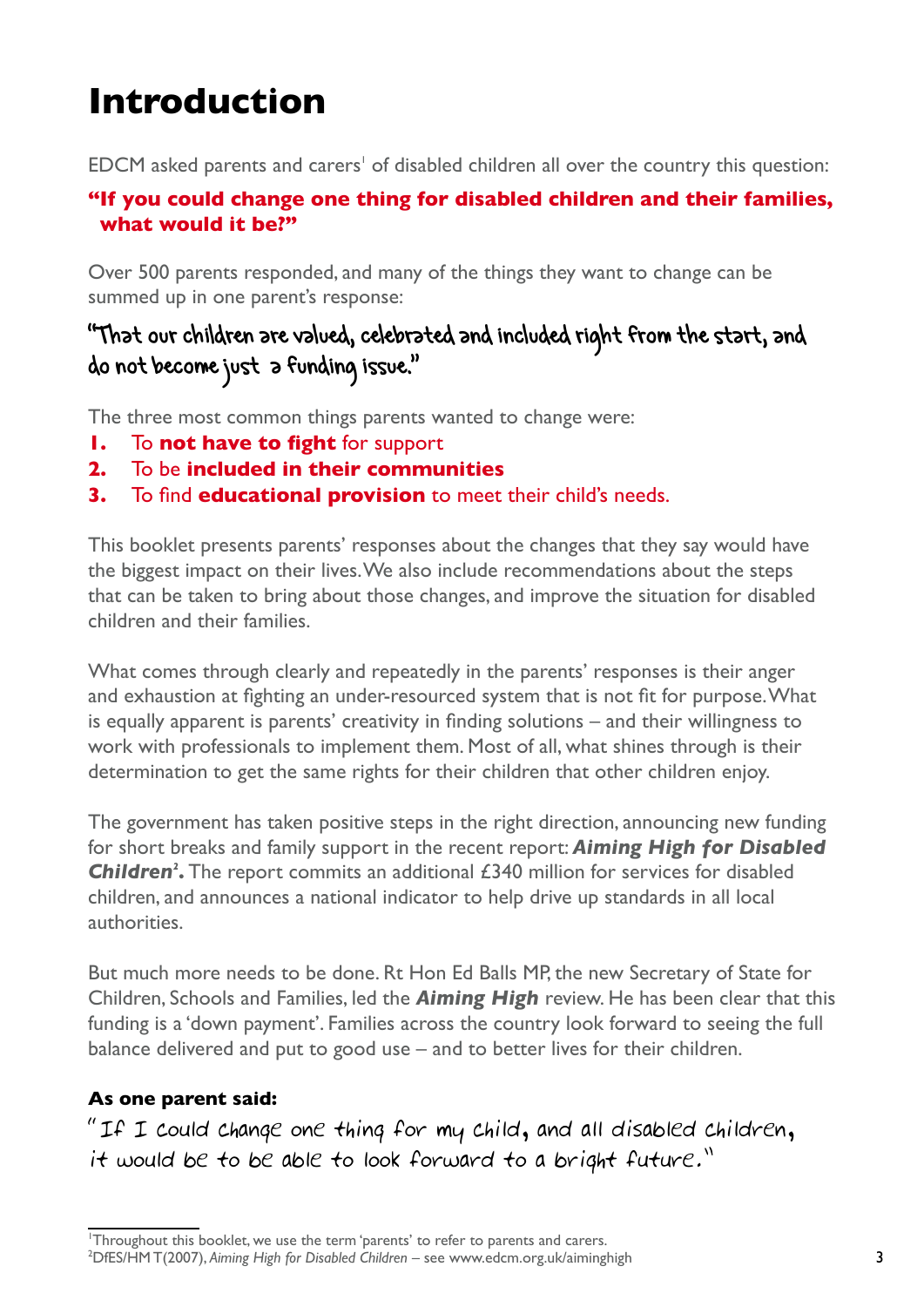# Introduction

EDCM asked parents and carers[1] of disabled children all over the country this question:

**"If you could change one thing for disabled children and their families, what would it be?"**

Over 500 parents responded, and many of the things they want to change can be summed up in one parent's response:

"That our children are valued, celebrated and included right from the start, and do not become just a funding issue."

The three most common things parents wanted to change were:

1. To **not have to fight** for support
2. To be **included in their communities**
3. To find **educational provision** to meet their child's needs.

This booklet presents parents' responses about the changes that they say would have the biggest impact on their lives. We also include recommendations about the steps that can be taken to bring about those changes, and improve the situation for disabled children and their families.

What comes through clearly and repeatedly in the parents' responses is their anger and exhaustion at fighting an under-resourced system that is not fit for purpose. What is equally apparent is parents' creativity in finding solutions – and their willingness to work with professionals to implement them. Most of all, what shines through is their determination to get the same rights for their children that other children enjoy.

The government has taken positive steps in the right direction, announcing new funding for short breaks and family support in the recent report: ***Aiming High for Disabled Children***[2]**.** The report commits an additional £340 million for services for disabled children, and announces a national indicator to help drive up standards in all local authorities.

But much more needs to be done. Rt Hon Ed Balls MP, the new Secretary of State for Children, Schools and Families, led the ***Aiming High*** review. He has been clear that this funding is a 'down payment'. Families across the country look forward to seeing the full balance delivered and put to good use – and to better lives for their children.

**As one parent said:**

"If I could change one thing for my child, and all disabled children, it would be to be able to look forward to a bright future."

[1] Throughout this booklet, we use the term 'parents' to refer to parents and carers.

[2] DfES/HM T (2007), *Aiming High for Disabled Children* – see www.edcm.org.uk/aiminghigh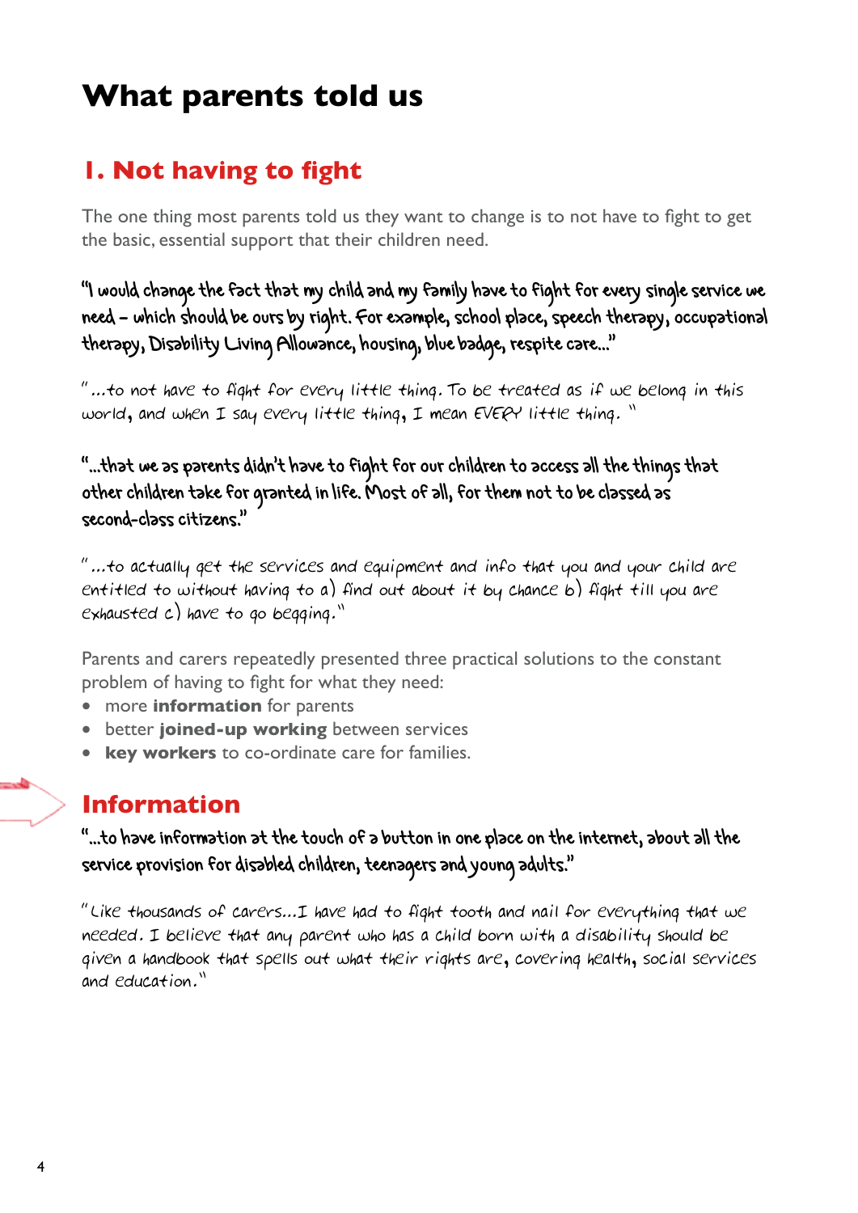# What parents told us

## 1. Not having to fight

The one thing most parents told us they want to change is to not have to fight to get the basic, essential support that their children need.

"I would change the fact that my child and my family have to fight for every single service we need – which should be ours by right. For example, school place, speech therapy, occupational therapy, Disability Living Allowance, housing, blue badge, respite care..."

"...to not have to fight for every little thing. To be treated as if we belong in this world, and when I say every little thing, I mean EVERY little thing."

"...that we as parents didn't have to fight for our children to access all the things that other children take for granted in life. Most of all, for them not to be classed as second-class citizens."

"...to actually get the services and equipment and info that you and your child are entitled to without having to a) find out about it by chance b) fight till you are exhausted c) have to go begging."

Parents and carers repeatedly presented three practical solutions to the constant problem of having to fight for what they need:

- more **information** for parents
- better **joined-up working** between services
- **key workers** to co-ordinate care for families.

## Information

"...to have information at the touch of a button in one place on the internet, about all the service provision for disabled children, teenagers and young adults."

"Like thousands of carers...I have had to fight tooth and nail for everything that we needed. I believe that any parent who has a child born with a disability should be given a handbook that spells out what their rights are, covering health, social services and education."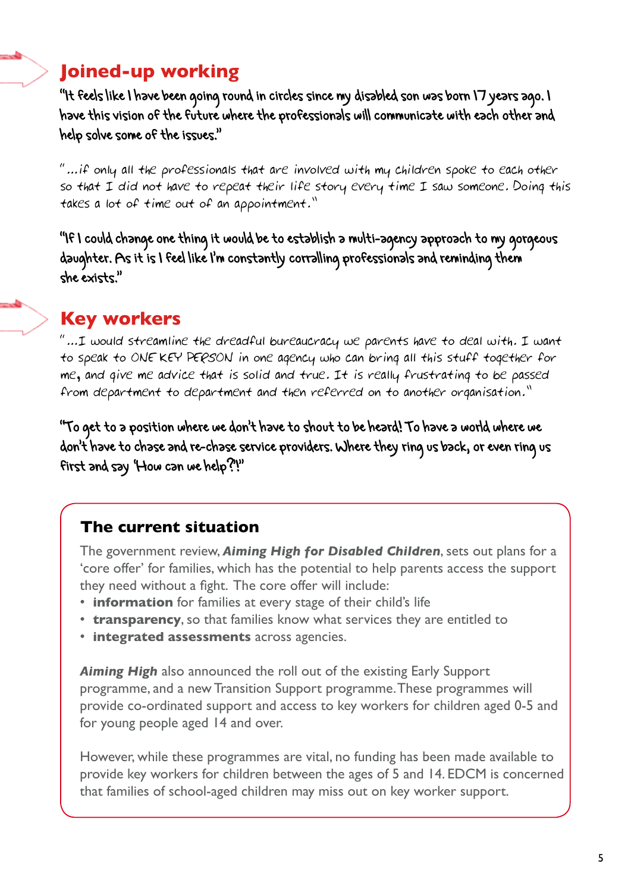## Joined-up working

"It feels like I have been going round in circles since my disabled son was born 17 years ago. I have this vision of the future where the professionals will communicate with each other and help solve some of the issues."

"...if only all the professionals that are involved with my children spoke to each other so that I did not have to repeat their life story every time I saw someone. Doing this takes a lot of time out of an appointment."

"If I could change one thing it would be to establish a multi-agency approach to my gorgeous daughter. As it is I feel like I'm constantly corralling professionals and reminding them she exists."

## Key workers

"...I would streamline the dreadful bureaucracy we parents have to deal with. I want to speak to ONE KEY PERSON in one agency who can bring all this stuff together for me, and give me advice that is solid and true. It is really frustrating to be passed from department to department and then referred on to another organisation."

"To get to a position where we don't have to shout to be heard! To have a world where we don't have to chase and re-chase service providers. Where they ring us back, or even ring us first and say 'How can we help?'!"

### The current situation

The government review, ***Aiming High for Disabled Children***, sets out plans for a 'core offer' for families, which has the potential to help parents access the support they need without a fight. The core offer will include:

- **information** for families at every stage of their child's life
- **transparency**, so that families know what services they are entitled to
- **integrated assessments** across agencies.

***Aiming High*** also announced the roll out of the existing Early Support programme, and a new Transition Support programme. These programmes will provide co-ordinated support and access to key workers for children aged 0-5 and for young people aged 14 and over.

However, while these programmes are vital, no funding has been made available to provide key workers for children between the ages of 5 and 14. EDCM is concerned that families of school-aged children may miss out on key worker support.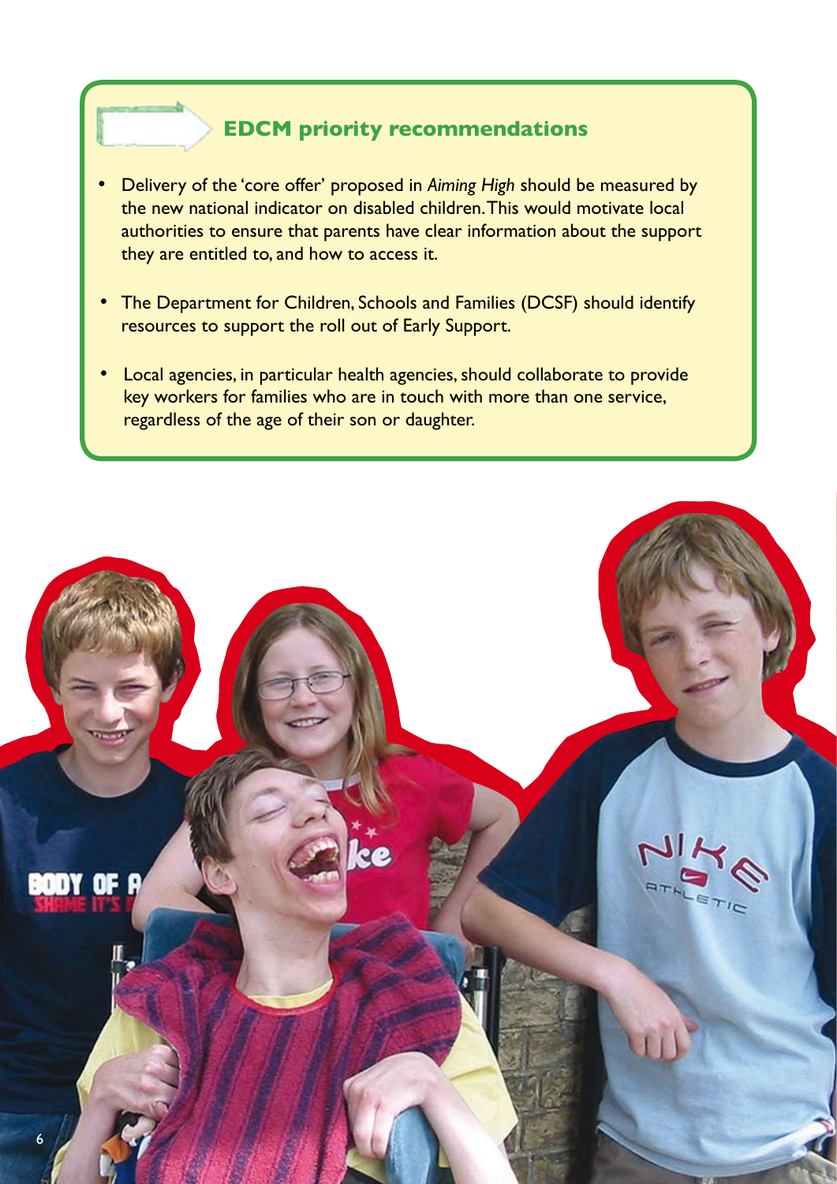### EDCM priority recommendations

- Delivery of the 'core offer' proposed in *Aiming High* should be measured by the new national indicator on disabled children. This would motivate local authorities to ensure that parents have clear information about the support they are entitled to, and how to access it.
- The Department for Children, Schools and Families (DCSF) should identify resources to support the roll out of Early Support.
- Local agencies, in particular health agencies, should collaborate to provide key workers for families who are in touch with more than one service, regardless of the age of their son or daughter.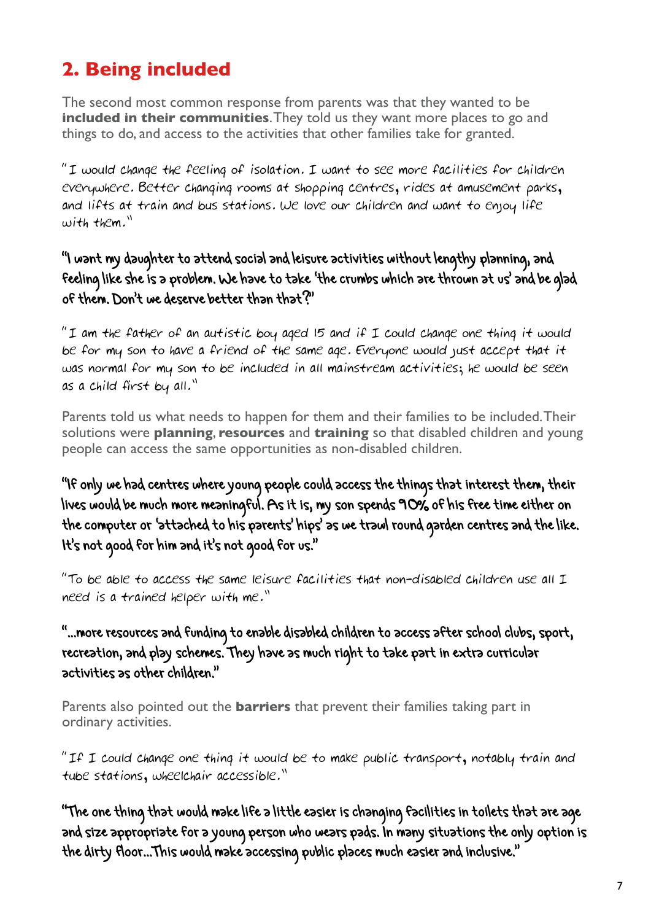## 2. Being included

The second most common response from parents was that they wanted to be **included in their communities**. They told us they want more places to go and things to do, and access to the activities that other families take for granted.

"I would change the feeling of isolation. I want to see more facilities for children everywhere. Better changing rooms at shopping centres, rides at amusement parks, and lifts at train and bus stations. We love our children and want to enjoy life with them."

"I want my daughter to attend social and leisure activities without lengthy planning, and feeling like she is a problem. We have to take 'the crumbs which are thrown at us' and be glad of them. Don't we deserve better than that?"

"I am the father of an autistic boy aged 15 and if I could change one thing it would be for my son to have a friend of the same age. Everyone would just accept that it was normal for my son to be included in all mainstream activities; he would be seen as a child first by all."

Parents told us what needs to happen for them and their families to be included. Their solutions were **planning**, **resources** and **training** so that disabled children and young people can access the same opportunities as non-disabled children.

"If only we had centres where young people could access the things that interest them, their lives would be much more meaningful. As it is, my son spends 90% of his free time either on the computer or 'attached to his parents' hips' as we trawl round garden centres and the like. It's not good for him and it's not good for us."

"To be able to access the same leisure facilities that non-disabled children use all I need is a trained helper with me."

"...more resources and funding to enable disabled children to access after school clubs, sport, recreation, and play schemes. They have as much right to take part in extra curricular activities as other children."

Parents also pointed out the **barriers** that prevent their families taking part in ordinary activities.

"If I could change one thing it would be to make public transport, notably train and tube stations, wheelchair accessible."

"The one thing that would make life a little easier is changing facilities in toilets that are age and size appropriate for a young person who wears pads. In many situations the only option is the dirty floor...This would make accessing public places much easier and inclusive."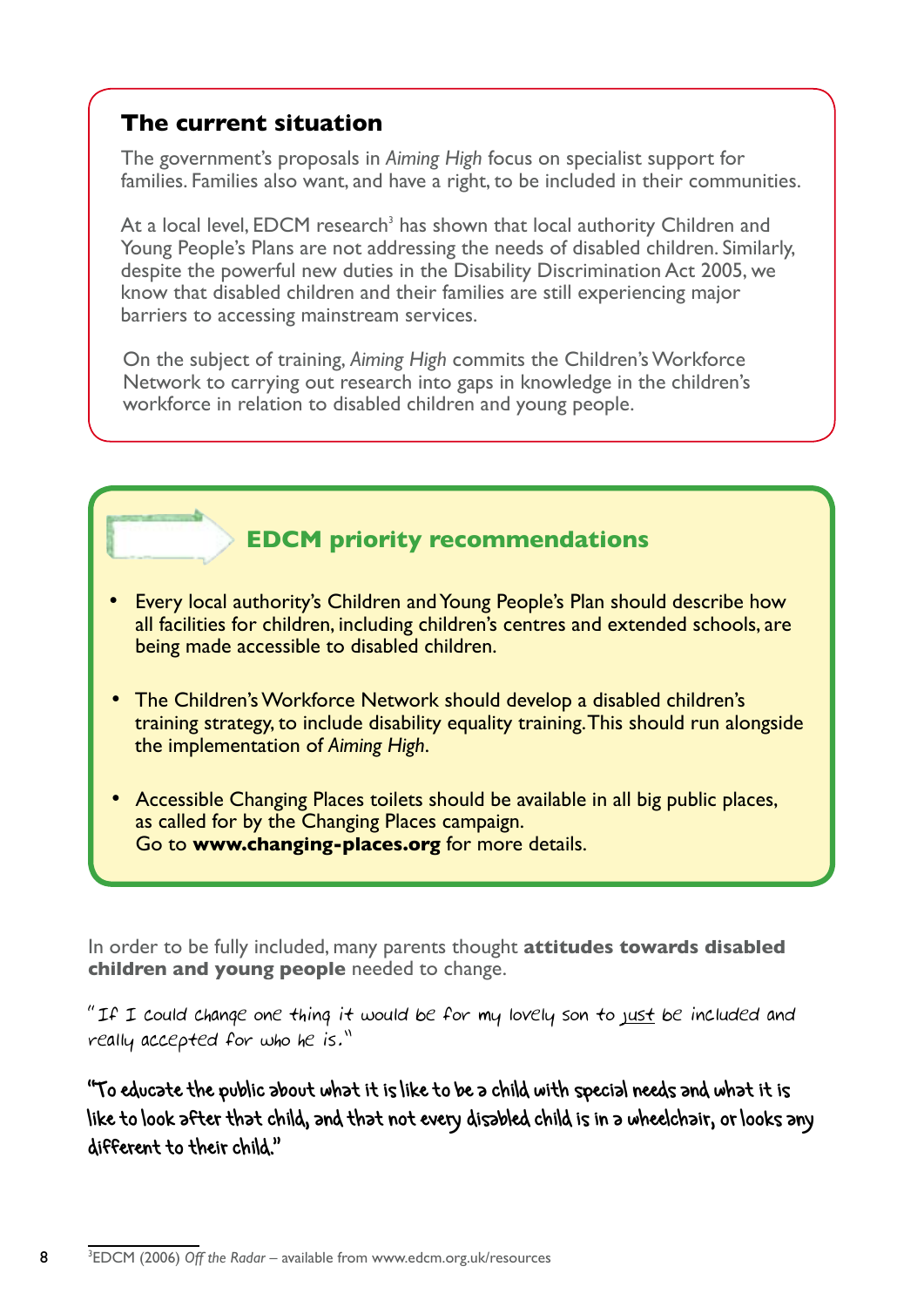## The current situation

The government's proposals in *Aiming High* focus on specialist support for families. Families also want, and have a right, to be included in their communities.

At a local level, EDCM research[3] has shown that local authority Children and Young People's Plans are not addressing the needs of disabled children. Similarly, despite the powerful new duties in the Disability Discrimination Act 2005, we know that disabled children and their families are still experiencing major barriers to accessing mainstream services.

On the subject of training, *Aiming High* commits the Children's Workforce Network to carrying out research into gaps in knowledge in the children's workforce in relation to disabled children and young people.

## EDCM priority recommendations

- Every local authority's Children and Young People's Plan should describe how all facilities for children, including children's centres and extended schools, are being made accessible to disabled children.
- The Children's Workforce Network should develop a disabled children's training strategy, to include disability equality training. This should run alongside the implementation of *Aiming High*.
- Accessible Changing Places toilets should be available in all big public places, as called for by the Changing Places campaign. Go to **www.changing-places.org** for more details.

In order to be fully included, many parents thought **attitudes towards disabled children and young people** needed to change.

"If I could change one thing it would be for my lovely son to <u>just</u> be included and really accepted for who he is."

**"To educate the public about what it is like to be a child with special needs and what it is like to look after that child, and that not every disabled child is in a wheelchair, or looks any different to their child."**

---

[3] EDCM (2006) *Off the Radar* – available from www.edcm.org.uk/resources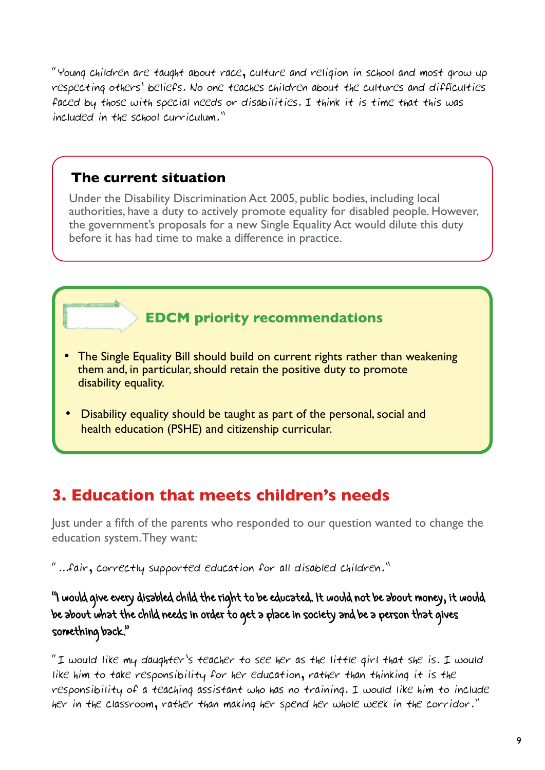"Young children are taught about race, culture and religion in school and most grow up respecting others' beliefs. No one teaches children about the cultures and difficulties faced by those with special needs or disabilities. I think it is time that this was included in the school curriculum."

### The current situation

Under the Disability Discrimination Act 2005, public bodies, including local authorities, have a duty to actively promote equality for disabled people. However, the government's proposals for a new Single Equality Act would dilute this duty before it has had time to make a difference in practice.

### EDCM priority recommendations

- The Single Equality Bill should build on current rights rather than weakening them and, in particular, should retain the positive duty to promote disability equality.
- Disability equality should be taught as part of the personal, social and health education (PSHE) and citizenship curricular.

## 3. Education that meets children's needs

Just under a fifth of the parents who responded to our question wanted to change the education system. They want:

"...fair, correctly supported education for all disabled children."

**"I would give every disabled child the right to be educated. It would not be about money, it would be about what the child needs in order to get a place in society and be a person that gives something back."**

"I would like my daughter's teacher to see her as the little girl that she is. I would like him to take responsibility for her education, rather than thinking it is the responsibility of a teaching assistant who has no training. I would like him to include her in the classroom, rather than making her spend her whole week in the corridor."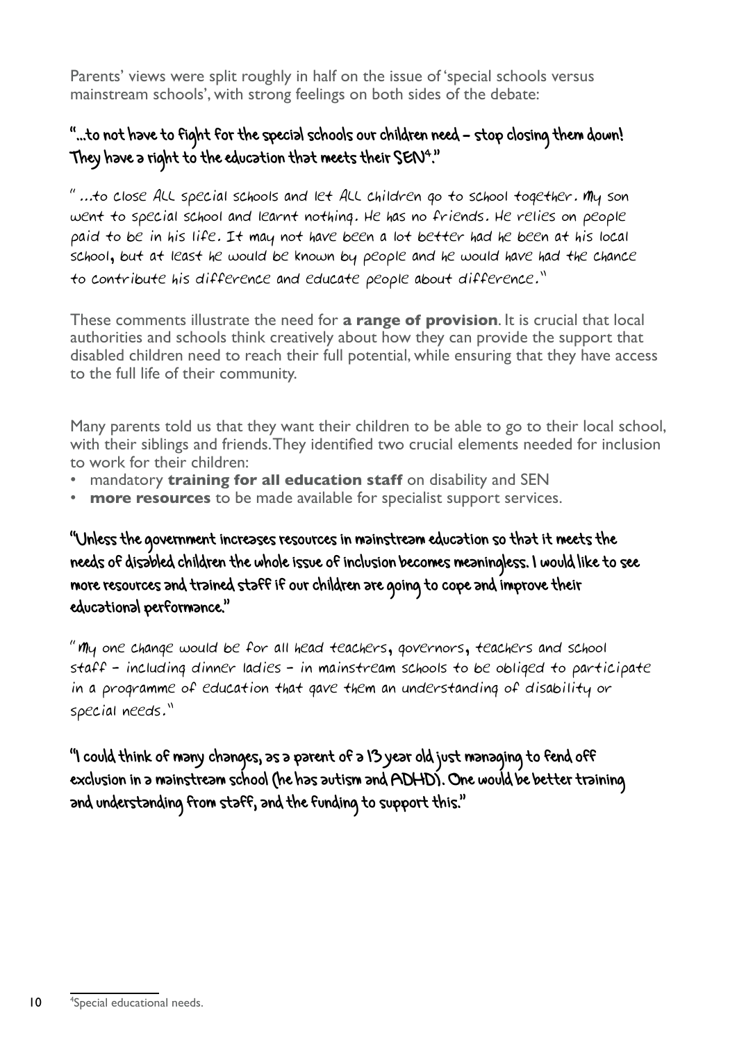Parents' views were split roughly in half on the issue of 'special schools versus mainstream schools', with strong feelings on both sides of the debate:

**"...to not have to fight for the special schools our children need – stop closing them down! They have a right to the education that meets their SEN[4]."**

"...to close ALL special schools and let ALL children go to school together. My son went to special school and learnt nothing. He has no friends. He relies on people paid to be in his life. It may not have been a lot better had he been at his local school, but at least he would be known by people and he would have had the chance to contribute his difference and educate people about difference."

These comments illustrate the need for **a range of provision**. It is crucial that local authorities and schools think creatively about how they can provide the support that disabled children need to reach their full potential, while ensuring that they have access to the full life of their community.

Many parents told us that they want their children to be able to go to their local school, with their siblings and friends. They identified two crucial elements needed for inclusion to work for their children:

- mandatory **training for all education staff** on disability and SEN
- **more resources** to be made available for specialist support services.

**"Unless the government increases resources in mainstream education so that it meets the needs of disabled children the whole issue of inclusion becomes meaningless. I would like to see more resources and trained staff if our children are going to cope and improve their educational performance."**

"My one change would be for all head teachers, governors, teachers and school staff – including dinner ladies – in mainstream schools to be obliged to participate in a programme of education that gave them an understanding of disability or special needs."

**"I could think of many changes, as a parent of a 13 year old just managing to fend off exclusion in a mainstream school (he has autism and ADHD). One would be better training and understanding from staff, and the funding to support this."**

[4] Special educational needs.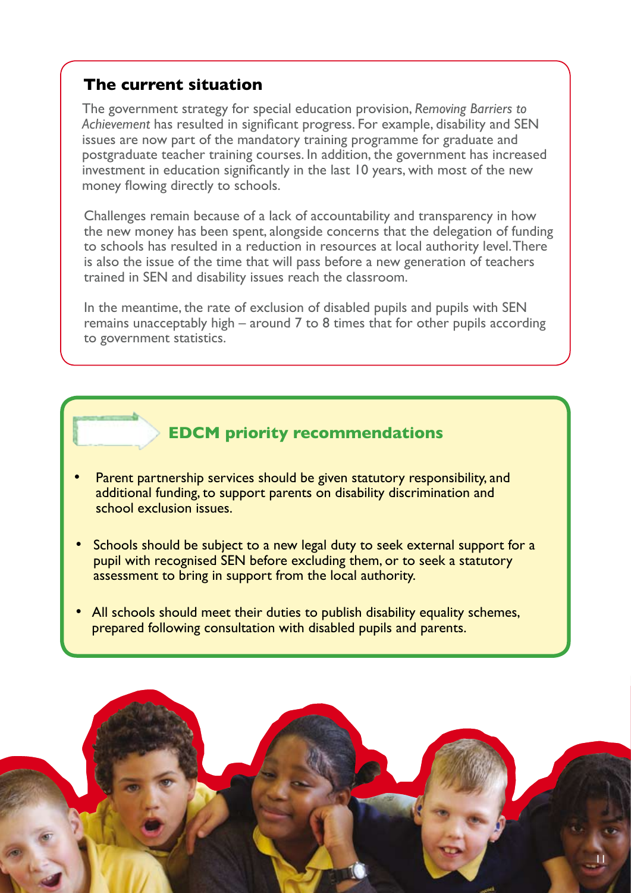## The current situation

The government strategy for special education provision, *Removing Barriers to Achievement* has resulted in significant progress. For example, disability and SEN issues are now part of the mandatory training programme for graduate and postgraduate teacher training courses. In addition, the government has increased investment in education significantly in the last 10 years, with most of the new money flowing directly to schools.

Challenges remain because of a lack of accountability and transparency in how the new money has been spent, alongside concerns that the delegation of funding to schools has resulted in a reduction in resources at local authority level. There is also the issue of the time that will pass before a new generation of teachers trained in SEN and disability issues reach the classroom.

In the meantime, the rate of exclusion of disabled pupils and pupils with SEN remains unacceptably high – around 7 to 8 times that for other pupils according to government statistics.

## EDCM priority recommendations

- Parent partnership services should be given statutory responsibility, and additional funding, to support parents on disability discrimination and school exclusion issues.
- Schools should be subject to a new legal duty to seek external support for a pupil with recognised SEN before excluding them, or to seek a statutory assessment to bring in support from the local authority.
- All schools should meet their duties to publish disability equality schemes, prepared following consultation with disabled pupils and parents.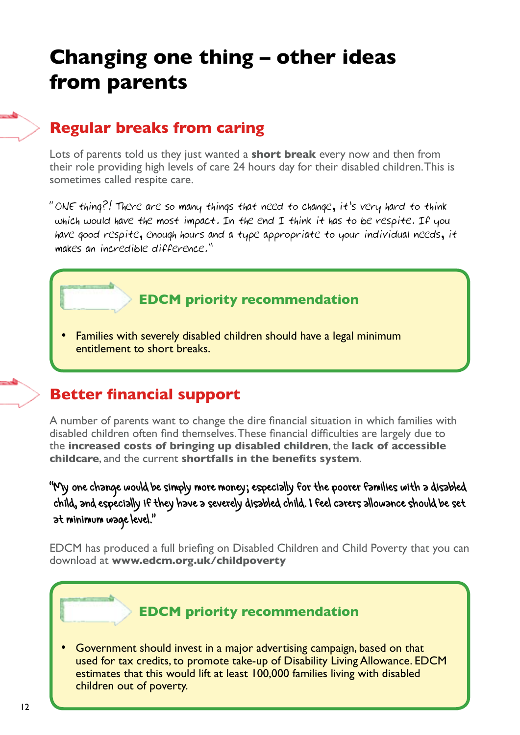# Changing one thing – other ideas from parents

## Regular breaks from caring

Lots of parents told us they just wanted a **short break** every now and then from their role providing high levels of care 24 hours day for their disabled children. This is sometimes called respite care.

"ONE thing?! There are so many things that need to change, it's very hard to think which would have the most impact. In the end I think it has to be respite. If you have good respite, enough hours and a type appropriate to your individual needs, it makes an incredible difference."

### EDCM priority recommendation

- Families with severely disabled children should have a legal minimum entitlement to short breaks.

## Better financial support

A number of parents want to change the dire financial situation in which families with disabled children often find themselves. These financial difficulties are largely due to the **increased costs of bringing up disabled children**, the **lack of accessible childcare**, and the current **shortfalls in the benefits system**.

"My one change would be simply more money; especially for the poorer families with a disabled child, and especially if they have a severely disabled child. I feel carers allowance should be set at minimum wage level."

EDCM has produced a full briefing on Disabled Children and Child Poverty that you can download at **www.edcm.org.uk/childpoverty**

### EDCM priority recommendation

- Government should invest in a major advertising campaign, based on that used for tax credits, to promote take-up of Disability Living Allowance. EDCM estimates that this would lift at least 100,000 families living with disabled children out of poverty.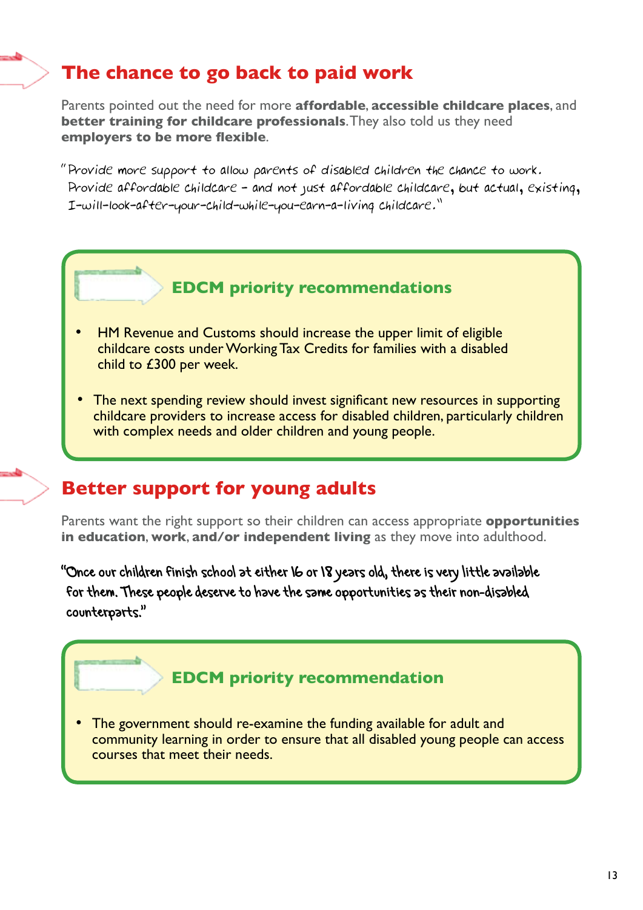## The chance to go back to paid work

Parents pointed out the need for more **affordable**, **accessible childcare places**, and **better training for childcare professionals**. They also told us they need **employers to be more flexible**.

"Provide more support to allow parents of disabled children the chance to work. Provide affordable childcare – and not just affordable childcare, but actual, existing, I-will-look-after-your-child-while-you-earn-a-living childcare."

### EDCM priority recommendations

- HM Revenue and Customs should increase the upper limit of eligible childcare costs under Working Tax Credits for families with a disabled child to £300 per week.
- The next spending review should invest significant new resources in supporting childcare providers to increase access for disabled children, particularly children with complex needs and older children and young people.

## Better support for young adults

Parents want the right support so their children can access appropriate **opportunities in education**, **work**, **and/or independent living** as they move into adulthood.

"Once our children finish school at either 16 or 18 years old, there is very little available for them. These people deserve to have the same opportunities as their non-disabled counterparts."

### EDCM priority recommendation

- The government should re-examine the funding available for adult and community learning in order to ensure that all disabled young people can access courses that meet their needs.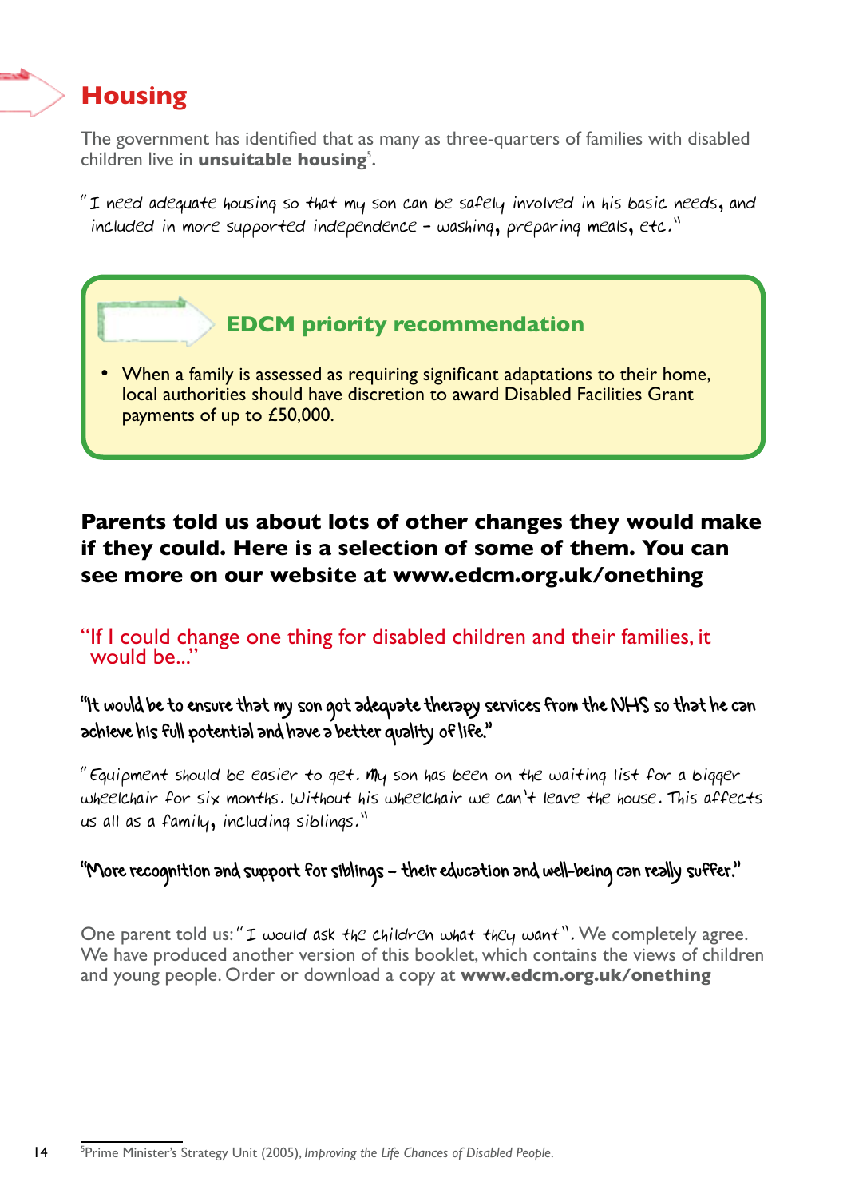## Housing

The government has identified that as many as three-quarters of families with disabled children live in **unsuitable housing**[5].

"I need adequate housing so that my son can be safely involved in his basic needs, and included in more supported independence – washing, preparing meals, etc."

### EDCM priority recommendation

- When a family is assessed as requiring significant adaptations to their home, local authorities should have discretion to award Disabled Facilities Grant payments of up to £50,000.

**Parents told us about lots of other changes they would make if they could. Here is a selection of some of them. You can see more on our website at www.edcm.org.uk/onething**

"If I could change one thing for disabled children and their families, it would be..."

"It would be to ensure that my son got adequate therapy services from the NHS so that he can achieve his full potential and have a better quality of life."

"Equipment should be easier to get. My son has been on the waiting list for a bigger wheelchair for six months. Without his wheelchair we can't leave the house. This affects us all as a family, including siblings."

"More recognition and support for siblings – their education and well-being can really suffer."

One parent told us: "I would ask the children what they want". We completely agree. We have produced another version of this booklet, which contains the views of children and young people. Order or download a copy at **www.edcm.org.uk/onething**

---

[5] Prime Minister's Strategy Unit (2005), *Improving the Life Chances of Disabled People*.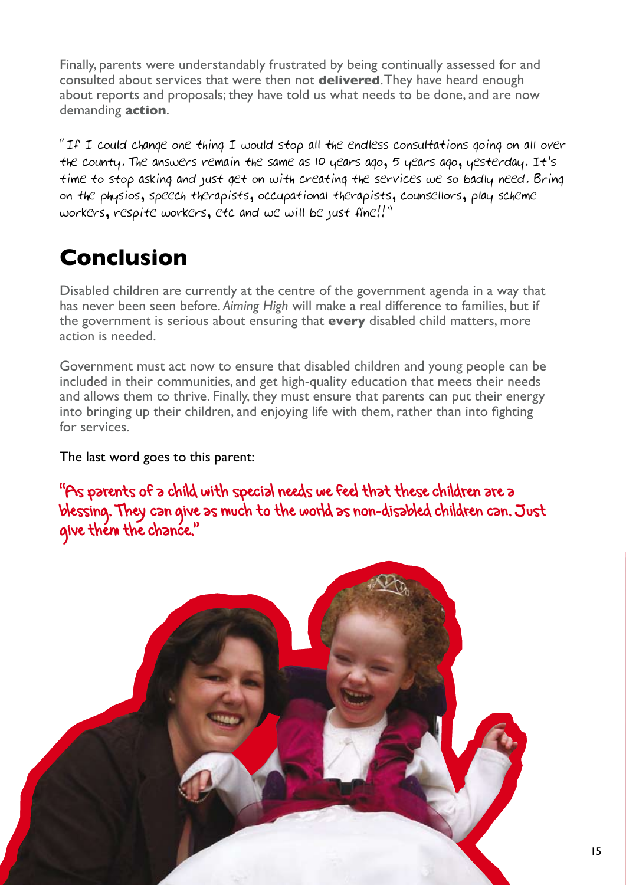Finally, parents were understandably frustrated by being continually assessed for and consulted about services that were then not **delivered**. They have heard enough about reports and proposals; they have told us what needs to be done, and are now demanding **action**.

"If I could change one thing I would stop all the endless consultations going on all over the county. The answers remain the same as 10 years ago, 5 years ago, yesterday. It's time to stop asking and just get on with creating the services we so badly need. Bring on the physios, speech therapists, occupational therapists, counsellors, play scheme workers, respite workers, etc and we will be just fine!!"

## Conclusion

Disabled children are currently at the centre of the government agenda in a way that has never been seen before. *Aiming High* will make a real difference to families, but if the government is serious about ensuring that **every** disabled child matters, more action is needed.

Government must act now to ensure that disabled children and young people can be included in their communities, and get high-quality education that meets their needs and allows them to thrive. Finally, they must ensure that parents can put their energy into bringing up their children, and enjoying life with them, rather than into fighting for services.

The last word goes to this parent:

"As parents of a child with special needs we feel that these children are a blessing. They can give as much to the world as non-disabled children can. Just give them the chance."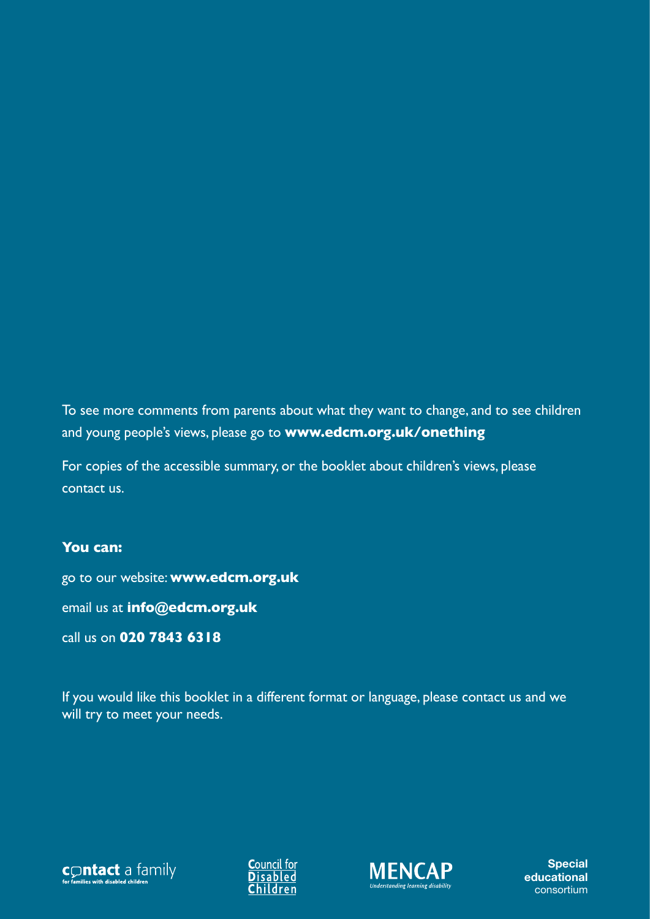To see more comments from parents about what they want to change, and to see children and young people's views, please go to **www.edcm.org.uk/onething**

For copies of the accessible summary, or the booklet about children's views, please contact us.

**You can:**

go to our website: **www.edcm.org.uk**

email us at **info@edcm.org.uk**

call us on **020 7843 6318**

If you would like this booklet in a different format or language, please contact us and we will try to meet your needs.

contact a family
for families with disabled children

Council for Disabled Children

MENCAP
Understanding learning disability

Special educational consortium